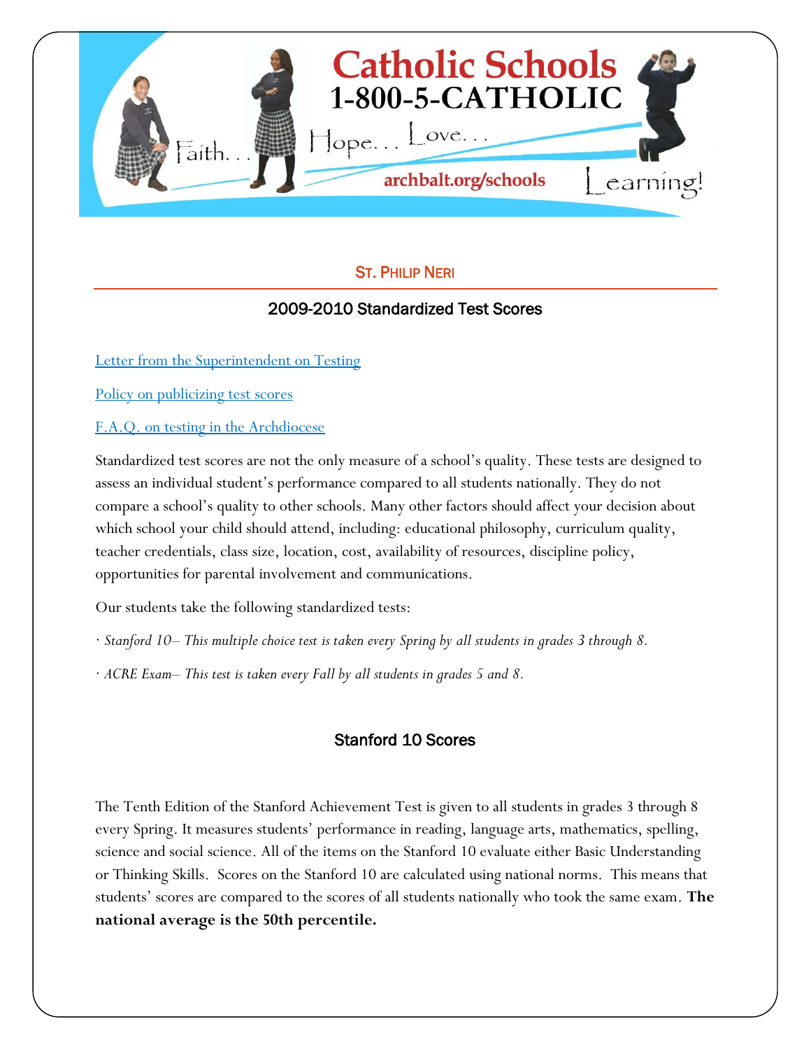Catholic Schools
1-800-5-CATHOLIC

Faith... Hope... Love... Learning!

archbalt.org/schools

## ST. PHILIP NERI

## 2009-2010 Standardized Test Scores

Letter from the Superintendent on Testing

Policy on publicizing test scores

F.A.Q. on testing in the Archdiocese

Standardized test scores are not the only measure of a school's quality. These tests are designed to assess an individual student's performance compared to all students nationally. They do not compare a school's quality to other schools. Many other factors should affect your decision about which school your child should attend, including: educational philosophy, curriculum quality, teacher credentials, class size, location, cost, availability of resources, discipline policy, opportunities for parental involvement and communications.

Our students take the following standardized tests:

· *Stanford 10– This multiple choice test is taken every Spring by all students in grades 3 through 8.*

· *ACRE Exam– This test is taken every Fall by all students in grades 5 and 8.*

### Stanford 10 Scores

The Tenth Edition of the Stanford Achievement Test is given to all students in grades 3 through 8 every Spring. It measures students' performance in reading, language arts, mathematics, spelling, science and social science. All of the items on the Stanford 10 evaluate either Basic Understanding or Thinking Skills. Scores on the Stanford 10 are calculated using national norms. This means that students' scores are compared to the scores of all students nationally who took the same exam. **The national average is the 50th percentile.**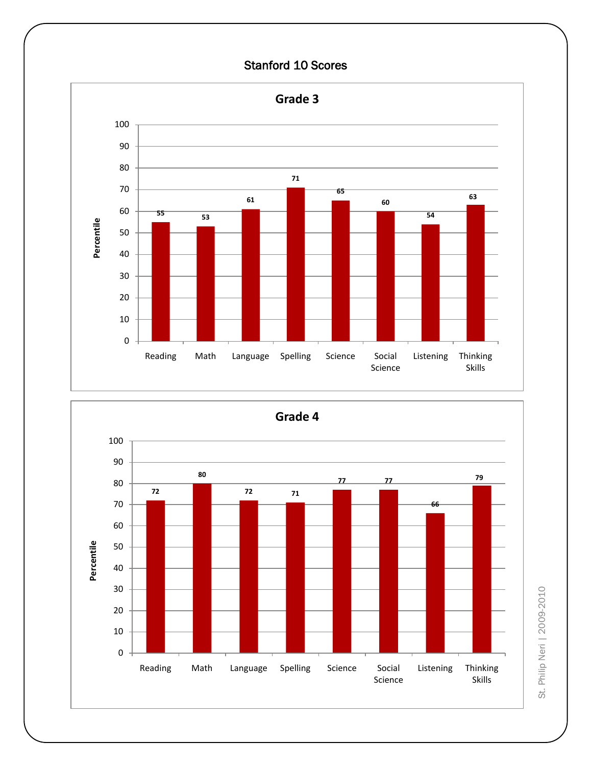# Stanford 10 Scores

## Grade 3

| Subject | Percentile |
|---|---|
| Reading | 55 |
| Math | 53 |
| Language | 61 |
| Spelling | 71 |
| Science | 65 |
| Social Science | 60 |
| Listening | 54 |
| Thinking Skills | 63 |

## Grade 4

| Subject | Percentile |
|---|---|
| Reading | 72 |
| Math | 80 |
| Language | 72 |
| Spelling | 71 |
| Science | 77 |
| Social Science | 77 |
| Listening | 66 |
| Thinking Skills | 79 |

St. Philip Neri | 2009-2010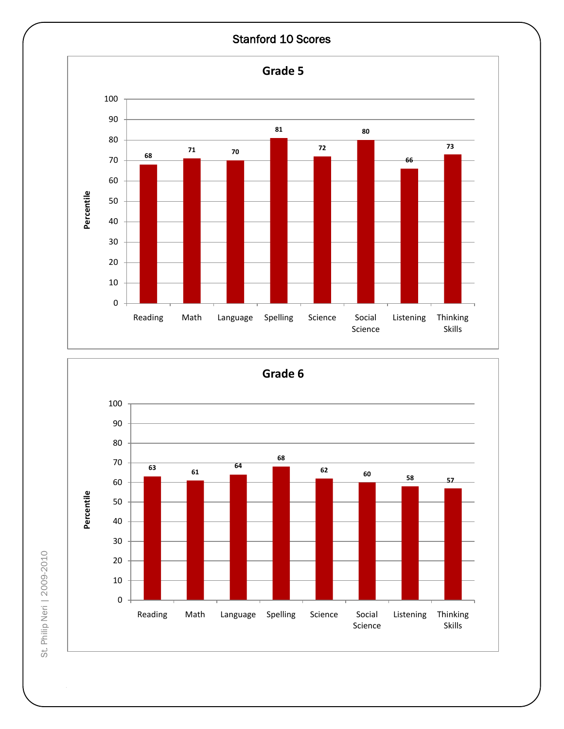# Stanford 10 Scores

## Grade 5

| Subject | Percentile |
|---|---|
| Reading | 68 |
| Math | 71 |
| Language | 70 |
| Spelling | 81 |
| Science | 72 |
| Social Science | 80 |
| Listening | 66 |
| Thinking Skills | 73 |

## Grade 6

| Subject | Percentile |
|---|---|
| Reading | 63 |
| Math | 61 |
| Language | 64 |
| Spelling | 68 |
| Science | 62 |
| Social Science | 60 |
| Listening | 58 |
| Thinking Skills | 57 |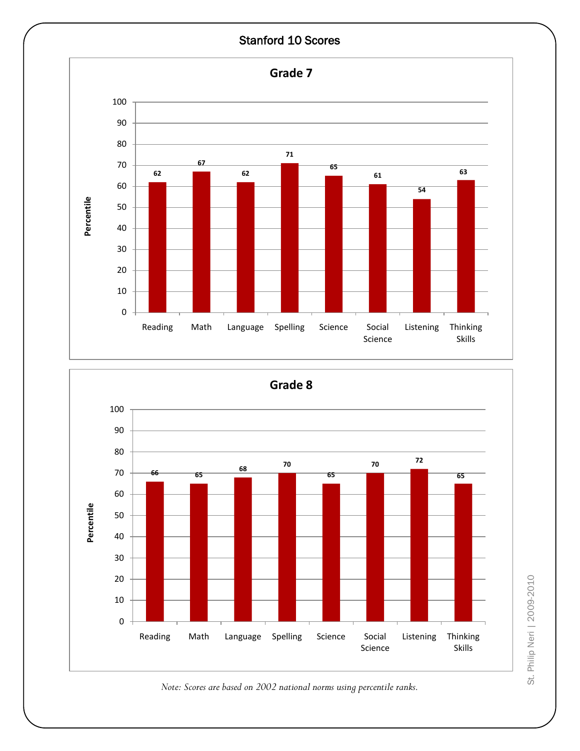# Stanford 10 Scores

## Grade 7

| Subject | Percentile |
|---|---|
| Reading | 62 |
| Math | 67 |
| Language | 62 |
| Spelling | 71 |
| Science | 65 |
| Social Science | 61 |
| Listening | 54 |
| Thinking Skills | 63 |

## Grade 8

| Subject | Percentile |
|---|---|
| Reading | 66 |
| Math | 65 |
| Language | 68 |
| Spelling | 70 |
| Science | 65 |
| Social Science | 70 |
| Listening | 72 |
| Thinking Skills | 65 |

*Note: Scores are based on 2002 national norms using percentile ranks.*

St. Philip Neri | 2009-2010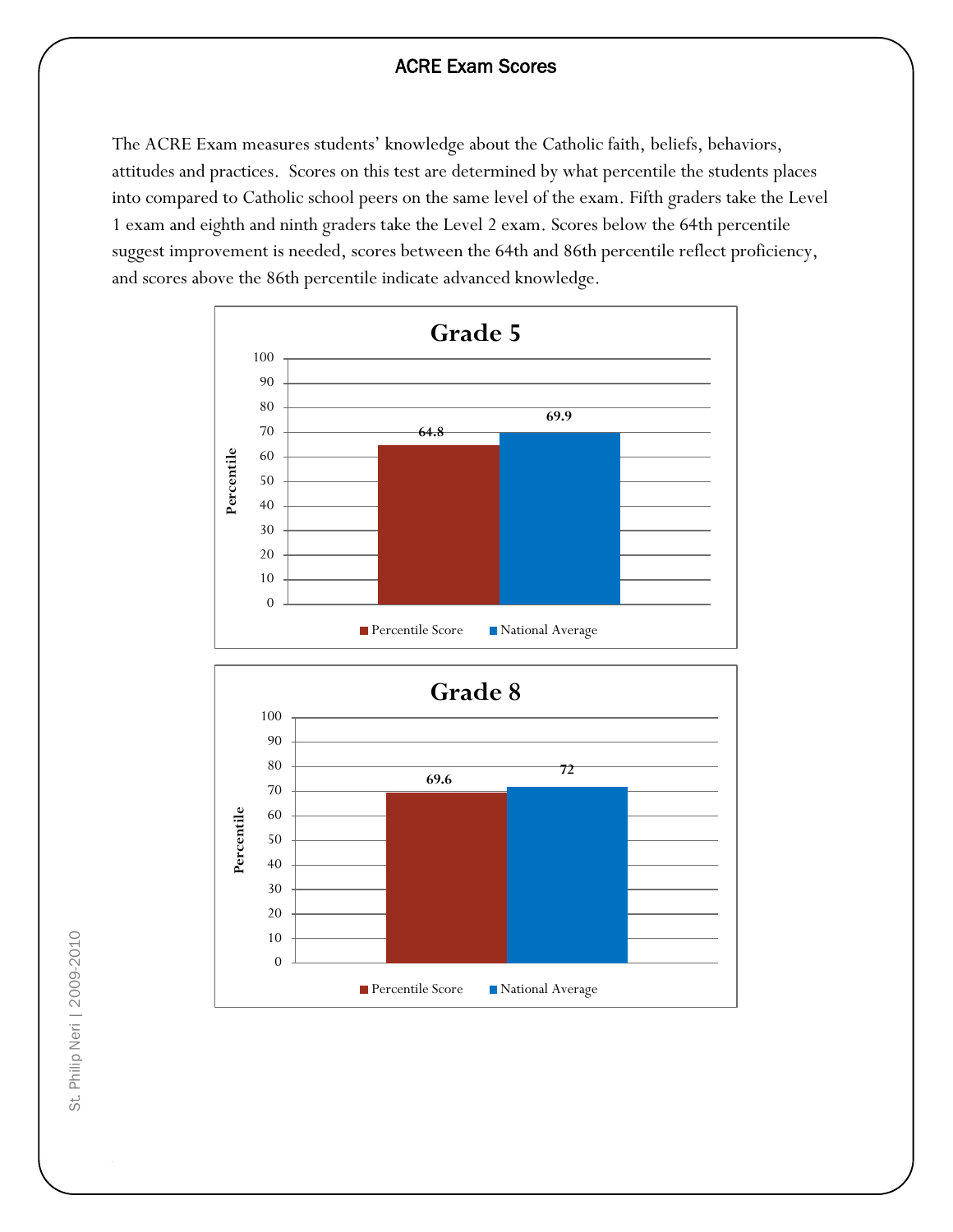# ACRE Exam Scores

The ACRE Exam measures students' knowledge about the Catholic faith, beliefs, behaviors, attitudes and practices. Scores on this test are determined by what percentile the students places into compared to Catholic school peers on the same level of the exam. Fifth graders take the Level 1 exam and eighth and ninth graders take the Level 2 exam. Scores below the 64th percentile suggest improvement is needed, scores between the 64th and 86th percentile reflect proficiency, and scores above the 86th percentile indicate advanced knowledge.

**Grade 5**

Percentile

100
90
80
70
60
50
40
30
20
10
0

64.8
69.9

Percentile Score
National Average

**Grade 8**

Percentile

100
90
80
70
60
50
40
30
20
10
0

69.6
72

Percentile Score
National Average